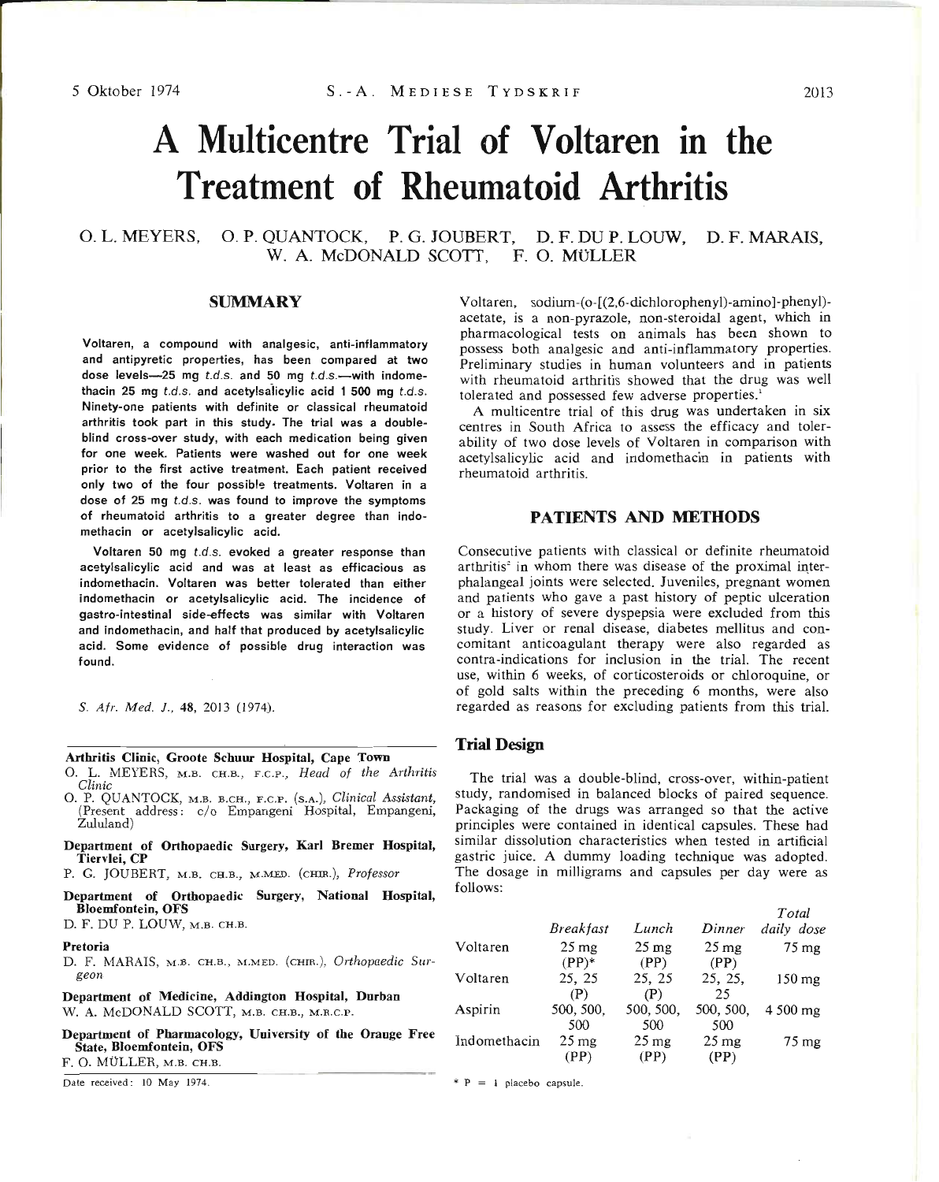# A Multicentre Trial of Voltaren in the Treatment of Rheumatoid Arthritis

O. L. MEYERS, O. P. QUANTOCK, P. G. JOUBERT, D. F. DU P. LOUW, D. F. MARAIS, W. A. McDONALD SCOTT, F. O. MÜLLER

## SUMMARY

**Voltaren, a compound with analgesic, anti-inflammatory and antipyretic properties, has been compared at two dose levels—25 mg *t.d.s.* and 50 mg *t.d.s.*—with indomethacin 25 mg *t.d.s.* and acetylsalicylic acid 1 500 mg *t.d.s.* Ninety-one patients with definite or classical rheumatoid arthritis took part in this study. The trial was a double-blind cross-over study, with each medication being given for one week. Patients were washed out for one week prior to the first active treatment. Each patient received only two of the four possible treatments. Voltaren in a dose of 25 mg *t.d.s.* was found to improve the symptoms of rheumatoid arthritis to a greater degree than indomethacin or acetylsalicylic acid.**

**Voltaren 50 mg *t.d.s.* evoked a greater response than acetylsalicylic acid and was at least as efficacious as indomethacin. Voltaren was better tolerated than either indomethacin or acetylsalicylic acid. The incidence of gastro-intestinal side-effects was similar with Voltaren and indomethacin, and half that produced by acetylsalicylic acid. Some evidence of possible drug interaction was found.**

*S. Afr. Med. J.*, **48**, 2013 (1974).

**Arthritis Clinic, Groote Schuur Hospital, Cape Town**
O. L. MEYERS, M.B. CH.B., F.C.P., *Head of the Arthritis Clinic*
O. P. QUANTOCK, M.B. B.CH., F.C.P. (S.A.), *Clinical Assistant*, (Present address: c/o Empangeni Hospital, Empangeni, Zululand)

**Department of Orthopaedic Surgery, Karl Bremer Hospital, Tiervlei, CP**
P. G. JOUBERT, M.B. CH.B., M.MED. (CHIR.), *Professor*

**Department of Orthopaedic Surgery, National Hospital, Bloemfontein, OFS**
D. F. DU P. LOUW, M.B. CH.B.

**Pretoria**
D. F. MARAIS, M.B. CH.B., M.MED. (CHIR.), *Orthopaedic Surgeon*

**Department of Medicine, Addington Hospital, Durban**
W. A. McDONALD SCOTT, M.B. CH.B., M.R.C.P.

**Department of Pharmacology, University of the Orange Free State, Bloemfontein, OFS**
F. O. MÜLLER, M.B. CH.B.

Date received: 10 May 1974.

Voltaren, sodium-(o-[(2,6-dichlorophenyl)-amino]-phenyl)-acetate, is a non-pyrazole, non-steroidal agent, which in pharmacological tests on animals has been shown to possess both analgesic and anti-inflammatory properties. Preliminary studies in human volunteers and in patients with rheumatoid arthritis showed that the drug was well tolerated and possessed few adverse properties.[1]

A multicentre trial of this drug was undertaken in six centres in South Africa to assess the efficacy and tolerability of two dose levels of Voltaren in comparison with acetylsalicylic acid and indomethacin in patients with rheumatoid arthritis.

## PATIENTS AND METHODS

Consecutive patients with classical or definite rheumatoid arthritis[2] in whom there was disease of the proximal interphalangeal joints were selected. Juveniles, pregnant women and patients who gave a past history of peptic ulceration or a history of severe dyspepsia were excluded from this study. Liver or renal disease, diabetes mellitus and concomitant anticoagulant therapy were also regarded as contra-indications for inclusion in the trial. The recent use, within 6 weeks, of corticosteroids or chloroquine, or of gold salts within the preceding 6 months, were also regarded as reasons for excluding patients from this trial.

### Trial Design

The trial was a double-blind, cross-over, within-patient study, randomised in balanced blocks of paired sequence. Packaging of the drugs was arranged so that the active principles were contained in identical capsules. These had similar dissolution characteristics when tested in artificial gastric juice. A dummy loading technique was adopted. The dosage in milligrams and capsules per day were as follows:

| | *Breakfast* | *Lunch* | *Dinner* | *Total daily dose* |
|---|---|---|---|---|
| Voltaren | 25 mg (PP)* | 25 mg (PP) | 25 mg (PP) | 75 mg |
| Voltaren | 25, 25 (P) | 25, 25 (P) | 25, 25, 25 | 150 mg |
| Aspirin | 500, 500, 500 | 500, 500, 500 | 500, 500, 500 | 4 500 mg |
| Indomethacin | 25 mg (PP) | 25 mg (PP) | 25 mg (PP) | 75 mg |

\* P = 1 placebo capsule.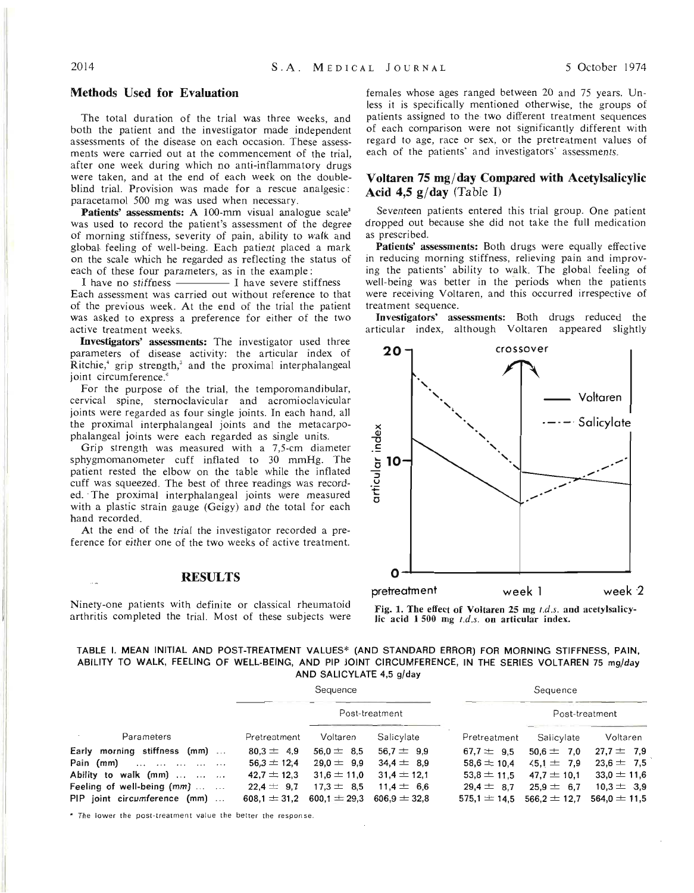## Methods Used for Evaluation

The total duration of the trial was three weeks, and both the patient and the investigator made independent assessments of the disease on each occasion. These assessments were carried out at the commencement of the trial, after one week during which no anti-inflammatory drugs were taken, and at the end of each week on the double-blind trial. Provision was made for a rescue analgesic: paracetamol 500 mg was used when necessary.

**Patients' assessments:** A 100-mm visual analogue scale[3] was used to record the patient's assessment of the degree of morning stiffness, severity of pain, ability to walk and global feeling of well-being. Each patient placed a mark on the scale which he regarded as reflecting the status of each of these four parameters, as in the example:

I have no stiffness ———— I have severe stiffness

Each assessment was carried out without reference to that of the previous week. At the end of the trial the patient was asked to express a preference for either of the two active treatment weeks.

**Investigators' assessments:** The investigator used three parameters of disease activity: the articular index of Ritchie,[4] grip strength,[5] and the proximal interphalangeal joint circumference.[6]

For the purpose of the trial, the temporomandibular, cervical spine, sternoclavicular and acromioclavicular joints were regarded as four single joints. In each hand, all the proximal interphalangeal joints and the metacarpophalangeal joints were each regarded as single units.

Grip strength was measured with a 7,5-cm diameter sphygmomanometer cuff inflated to 30 mmHg. The patient rested the elbow on the table while the inflated cuff was squeezed. The best of three readings was recorded. The proximal interphalangeal joints were measured with a plastic strain gauge (Geigy) and the total for each hand recorded.

At the end of the trial the investigator recorded a preference for either one of the two weeks of active treatment.

## RESULTS

Ninety-one patients with definite or classical rheumatoid arthritis completed the trial. Most of these subjects were females whose ages ranged between 20 and 75 years. Unless it is specifically mentioned otherwise, the groups of patients assigned to the two different treatment sequences of each comparison were not significantly different with regard to age, race or sex, or the pretreatment values of each of the patients' and investigators' assessments.

### Voltaren 75 mg/day Compared with Acetylsalicylic Acid 4,5 g/day (Table I)

Seventeen patients entered this trial group. One patient dropped out because she did not take the full medication as prescribed.

**Patients' assessments:** Both drugs were equally effective in reducing morning stiffness, relieving pain and improving the patients' ability to walk. The global feeling of well-being was better in the periods when the patients were receiving Voltaren, and this occurred irrespective of treatment sequence.

**Investigators' assessments:** Both drugs reduced the articular index, although Voltaren appeared slightly

**Fig. 1. The effect of Voltaren 25 mg *t.d.s.* and acetylsalicylic acid 1 500 mg *t.d.s.* on articular index.**

TABLE I. MEAN INITIAL AND POST-TREATMENT VALUES* (AND STANDARD ERROR) FOR MORNING STIFFNESS, PAIN, ABILITY TO WALK, FEELING OF WELL-BEING, AND PIP JOINT CIRCUMFERENCE, IN THE SERIES VOLTAREN 75 mg/day AND SALICYLATE 4,5 g/day

| | Sequence | | | Sequence | | |
|---|---|---|---|---|---|---|
| | | Post-treatment | | | Post-treatment | |
| Parameters | Pretreatment | Voltaren | Salicylate | Pretreatment | Salicylate | Voltaren |
| Early morning stiffness (mm) | 80,3 ± 4,9 | 56,0 ± 8,5 | 56,7 ± 9,9 | 67,7 ± 9,5 | 50,6 ± 7,0 | 27,7 ± 7,9 |
| Pain (mm) | 56,3 ± 12,4 | 29,0 ± 9,9 | 34,4 ± 8,9 | 58,6 ± 10,4 | 45,1 ± 7,9 | 23,6 ± 7,5 |
| Ability to walk (mm) | 42,7 ± 12,3 | 31,6 ± 11,0 | 31,4 ± 12,1 | 53,8 ± 11,5 | 47,7 ± 10,1 | 33,0 ± 11,6 |
| Feeling of well-being (mm) | 22,4 ± 9,7 | 17,3 ± 8,5 | 11,4 ± 6,6 | 29,4 ± 8,7 | 25,9 ± 6,7 | 10,3 ± 3,9 |
| PIP joint circumference (mm) | 608,1 ± 31,2 | 600,1 ± 29,3 | 606,9 ± 32,8 | 575,1 ± 14,5 | 566,2 ± 12,7 | 564,0 ± 11,5 |

\* The lower the post-treatment value the better the response.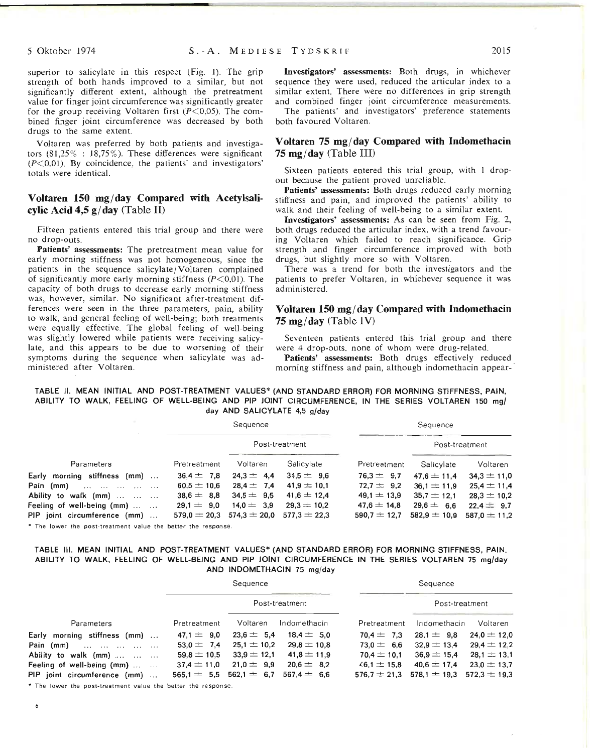superior to salicylate in this respect (Fig. 1). The grip strength of both hands improved to a similar, but not significantly different extent, although the pretreatment value for finger joint circumference was significantly greater for the group receiving Voltaren first ($P<0,05$). The combined finger joint circumference was decreased by both drugs to the same extent.

Voltaren was preferred by both patients and investigators (81,25% : 18,75%). These differences were significant ($P<0,01$). By coincidence, the patients' and investigators' totals were identical.

## Voltaren 150 mg/day Compared with Acetylsalicylic Acid 4,5 g/day (Table II)

Fifteen patients entered this trial group and there were no drop-outs.

**Patients' assessments:** The pretreatment mean value for early morning stiffness was not homogeneous, since the patients in the sequence salicylate/Voltaren complained of significantly more early morning stiffness ($P<0,01$). The capacity of both drugs to decrease early morning stiffness was, however, similar. No significant after-treatment differences were seen in the three parameters, pain, ability to walk, and general feeling of well-being; both treatments were equally effective. The global feeling of well-being was slightly lowered while patients were receiving salicylate, and this appears to be due to worsening of their symptoms during the sequence when salicylate was administered after Voltaren.

**Investigators' assessments:** Both drugs, in whichever sequence they were used, reduced the articular index to a similar extent. There were no differences in grip strength and combined finger joint circumference measurements.

The patients' and investigators' preference statements both favoured Voltaren.

## Voltaren 75 mg/day Compared with Indomethacin 75 mg/day (Table III)

Sixteen patients entered this trial group, with 1 drop-out because the patient proved unreliable.

**Patients' assessments:** Both drugs reduced early morning stiffness and pain, and improved the patients' ability to walk and their feeling of well-being to a similar extent.

**Investigators' assessments:** As can be seen from Fig. 2, both drugs reduced the articular index, with a trend favouring Voltaren which failed to reach significance. Grip strength and finger circumference improved with both drugs, but slightly more so with Voltaren.

There was a trend for both the investigators and the patients to prefer Voltaren, in whichever sequence it was administered.

## Voltaren 150 mg/day Compared with Indomethacin 75 mg/day (Table IV)

Seventeen patients entered this trial group and there were 4 drop-outs, none of whom were drug-related.

**Patients' assessments:** Both drugs effectively reduced morning stiffness and pain, although indomethacin appear-

TABLE II. MEAN INITIAL AND POST-TREATMENT VALUES* (AND STANDARD ERROR) FOR MORNING STIFFNESS, PAIN, ABILITY TO WALK, FEELING OF WELL-BEING AND PIP JOINT CIRCUMFERENCE, IN THE SERIES VOLTAREN 150 mg/day AND SALICYLATE 4,5 g/day

| | Sequence | | | Sequence | | |
|---|---|---|---|---|---|---|
| | | Post-treatment | | | Post-treatment | |
| Parameters | Pretreatment | Voltaren | Salicylate | Pretreatment | Salicylate | Voltaren |
| Early morning stiffness (mm) ... | 36,4 ± 7,8 | 24,3 ± 4,4 | 34,5 ± 9,6 | 76,3 ± 9,7 | 47,6 ± 11,4 | 34,3 ± 11,0 |
| Pain (mm) ... ... ... ... ... | 60,5 ± 10,6 | 28,4 ± 7,4 | 41,9 ± 10,1 | 72,7 ± 9,2 | 36,1 ± 11,9 | 25,4 ± 11,4 |
| Ability to walk (mm) ... ... ... | 38,6 ± 8,8 | 34,5 ± 9,5 | 41,6 ± 12,4 | 49,1 ± 13,9 | 35,7 ± 12,1 | 28,3 ± 10,2 |
| Feeling of well-being (mm) ... ... | 29,1 ± 9,0 | 14,0 ± 3,9 | 29,3 ± 10,2 | 47,6 ± 14,8 | 29,6 ± 6,6 | 22,4 ± 9,7 |
| PIP joint circumference (mm) ... | 579,0 ± 20,3 | 574,3 ± 20,0 | 577,3 ± 22,3 | 590,7 ± 12,7 | 582,9 ± 10,9 | 587,0 ± 11,2 |

\* The lower the post-treatment value the better the response.

TABLE III. MEAN INITIAL AND POST-TREATMENT VALUES* (AND STANDARD ERROR) FOR MORNING STIFFNESS, PAIN, ABILITY TO WALK, FEELING OF WELL-BEING AND PIP JOINT CIRCUMFERENCE IN THE SERIES VOLTAREN 75 mg/day AND INDOMETHACIN 75 mg/day

| | Sequence | | | Sequence | | |
|---|---|---|---|---|---|---|
| | | Post-treatment | | | Post-treatment | |
| Parameters | Pretreatment | Voltaren | Indomethacin | Pretreatment | Indomethacin | Voltaren |
| Early morning stiffness (mm) ... | 47,1 ± 9,0 | 23,6 ± 5,4 | 18,4 ± 5,0 | 70,4 ± 7,3 | 28,1 ± 9,8 | 24,0 ± 12,0 |
| Pain (mm) ... ... ... ... ... | 53,0 ± 7,4 | 25,1 ± 10,2 | 29,8 ± 10,8 | 73,0 ± 6,6 | 32,9 ± 13,4 | 29,4 ± 12,2 |
| Ability to walk (mm) ... ... ... | 59,8 ± 10,5 | 33,9 ± 12,1 | 41,8 ± 11,9 | 70,4 ± 10,1 | 36,9 ± 15,4 | 28,1 ± 13,1 |
| Feeling of well-being (mm) ... ... | 37,4 ± 11,0 | 21,0 ± 9,9 | 20,6 ± 8,2 | 46,1 ± 15,8 | 40,6 ± 17,4 | 23,0 ± 13,7 |
| PIP joint circumference (mm) ... | 565,1 ± 5,5 | 562,1 ± 6,7 | 567,4 ± 6,6 | 576,7 ± 21,3 | 578,1 ± 19,3 | 572,3 ± 19,3 |

\* The lower the post-treatment value the better the response.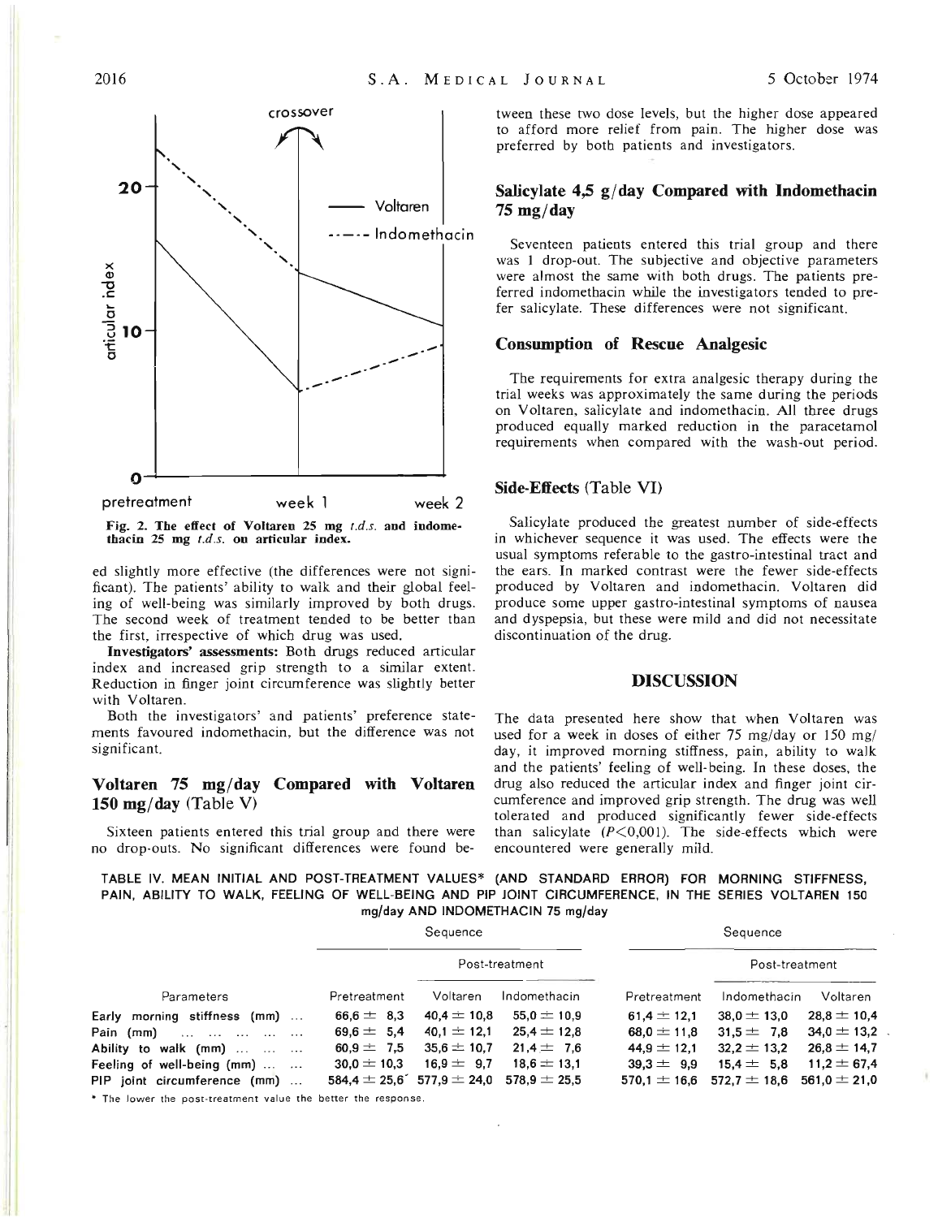Fig. 2. The effect of Voltaren 25 mg *t.d.s.* and indomethacin 25 mg *t.d.s.* on articular index.

ed slightly more effective (the differences were not significant). The patients' ability to walk and their global feeling of well-being was similarly improved by both drugs. The second week of treatment tended to be better than the first, irrespective of which drug was used.

**Investigators' assessments:** Both drugs reduced articular index and increased grip strength to a similar extent. Reduction in finger joint circumference was slightly better with Voltaren.

Both the investigators' and patients' preference statements favoured indomethacin, but the difference was not significant.

## Voltaren 75 mg/day Compared with Voltaren 150 mg/day (Table V)

Sixteen patients entered this trial group and there were no drop-outs. No significant differences were found between these two dose levels, but the higher dose appeared to afford more relief from pain. The higher dose was preferred by both patients and investigators.

## Salicylate 4,5 g/day Compared with Indomethacin 75 mg/day

Seventeen patients entered this trial group and there was 1 drop-out. The subjective and objective parameters were almost the same with both drugs. The patients preferred indomethacin while the investigators tended to prefer salicylate. These differences were not significant.

## Consumption of Rescue Analgesic

The requirements for extra analgesic therapy during the trial weeks was approximately the same during the periods on Voltaren, salicylate and indomethacin. All three drugs produced equally marked reduction in the paracetamol requirements when compared with the wash-out period.

## Side-Effects (Table VI)

Salicylate produced the greatest number of side-effects in whichever sequence it was used. The effects were the usual symptoms referable to the gastro-intestinal tract and the ears. In marked contrast were the fewer side-effects produced by Voltaren and indomethacin. Voltaren did produce some upper gastro-intestinal symptoms of nausea and dyspepsia, but these were mild and did not necessitate discontinuation of the drug.

## DISCUSSION

The data presented here show that when Voltaren was used for a week in doses of either 75 mg/day or 150 mg/day, it improved morning stiffness, pain, ability to walk and the patients' feeling of well-being. In these doses, the drug also reduced the articular index and finger joint circumference and improved grip strength. The drug was well tolerated and produced significantly fewer side-effects than salicylate ($P<0,001$). The side-effects which were encountered were generally mild.

TABLE IV. MEAN INITIAL AND POST-TREATMENT VALUES* (AND STANDARD ERROR) FOR MORNING STIFFNESS, PAIN, ABILITY TO WALK, FEELING OF WELL-BEING AND PIP JOINT CIRCUMFERENCE, IN THE SERIES VOLTAREN 150 mg/day AND INDOMETHACIN 75 mg/day

| | Sequence | | | Sequence | | |
|---|---|---|---|---|---|---|
| | | Post-treatment | | | Post-treatment | |
| Parameters | Pretreatment | Voltaren | Indomethacin | Pretreatment | Indomethacin | Voltaren |
| Early morning stiffness (mm) | 66,6 ± 8,3 | 40,4 ± 10,8 | 55,0 ± 10,9 | 61,4 ± 12,1 | 38,0 ± 13,0 | 28,8 ± 10,4 |
| Pain (mm) | 69,6 ± 5,4 | 40,1 ± 12,1 | 25,4 ± 12,8 | 68,0 ± 11,8 | 31,5 ± 7,8 | 34,0 ± 13,2 |
| Ability to walk (mm) | 60,9 ± 7,5 | 35,6 ± 10,7 | 21,4 ± 7,6 | 44,9 ± 12,1 | 32,2 ± 13,2 | 26,8 ± 14,7 |
| Feeling of well-being (mm) | 30,0 ± 10,3 | 16,9 ± 9,7 | 18,6 ± 13,1 | 39,3 ± 9,9 | 15,4 ± 5,8 | 11,2 ± 67,4 |
| PIP joint circumference (mm) | 584,4 ± 25,6 | 577,9 ± 24,0 | 578,9 ± 25,5 | 570,1 ± 16,6 | 572,7 ± 18,6 | 561,0 ± 21,0 |

\* The lower the post-treatment value the better the response.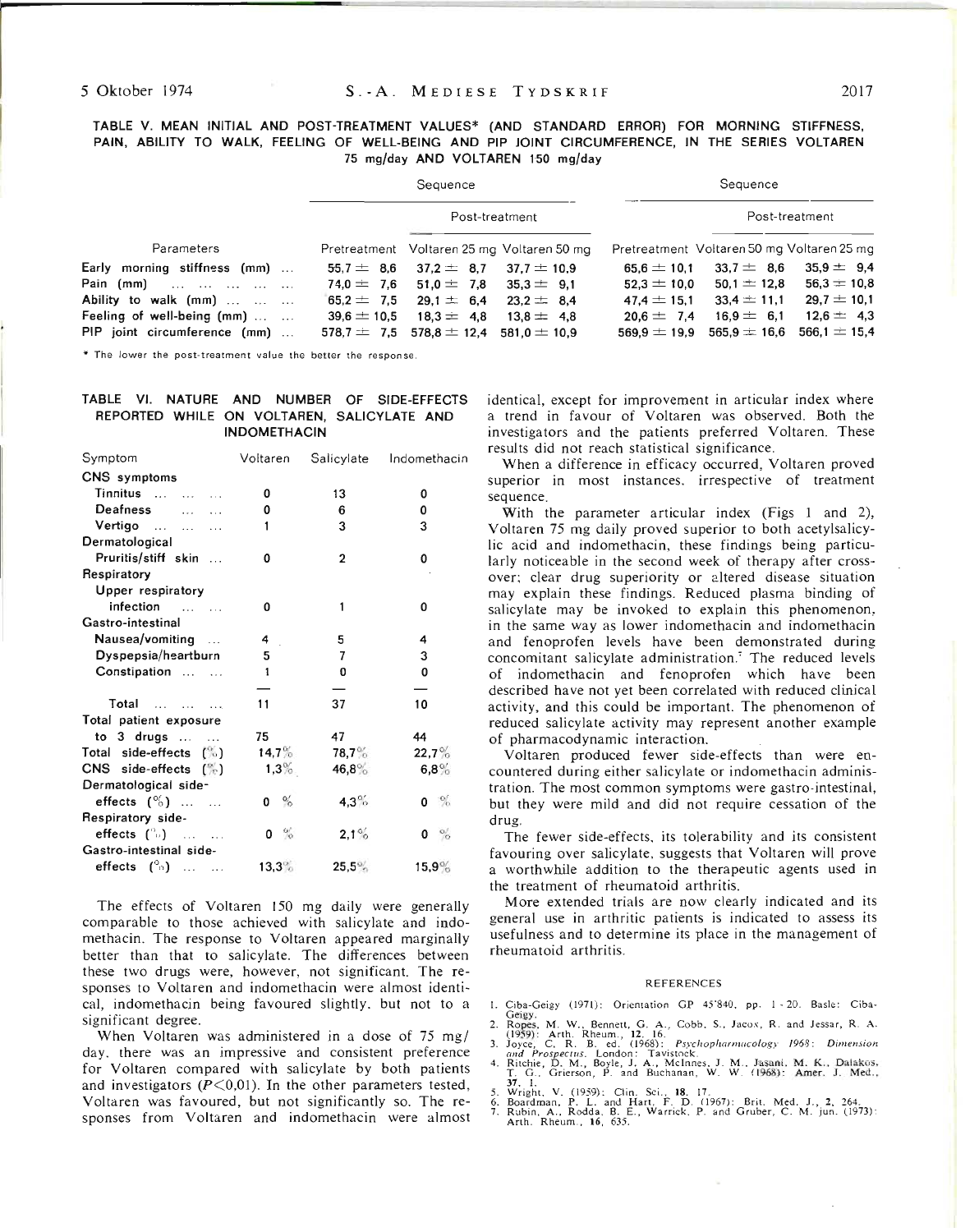TABLE V. MEAN INITIAL AND POST-TREATMENT VALUES* (AND STANDARD ERROR) FOR MORNING STIFFNESS, PAIN, ABILITY TO WALK, FEELING OF WELL-BEING AND PIP JOINT CIRCUMFERENCE, IN THE SERIES VOLTAREN 75 mg/day AND VOLTAREN 150 mg/day

| | Sequence | | | Sequence | | |
|---|---|---|---|---|---|---|
| | | Post-treatment | | | Post-treatment | |
| Parameters | Pretreatment | Voltaren 25 mg | Voltaren 50 mg | Pretreatment | Voltaren 50 mg | Voltaren 25 mg |
| Early morning stiffness (mm) ... | 55,7 ± 8,6 | 37,2 ± 8,7 | 37,7 ± 10,9 | 65,6 ± 10,1 | 33,7 ± 8,6 | 35,9 ± 9,4 |
| Pain (mm) ... ... ... ... ... | 74,0 ± 7,6 | 51,0 ± 7,8 | 35,3 ± 9,1 | 52,3 ± 10,0 | 50,1 ± 12,8 | 56,3 ± 10,8 |
| Ability to walk (mm) ... ... ... | 65,2 ± 7,5 | 29,1 ± 6,4 | 23,2 ± 8,4 | 47,4 ± 15,1 | 33,4 ± 11,1 | 29,7 ± 10,1 |
| Feeling of well-being (mm) ... ... | 39,6 ± 10,5 | 18,3 ± 4,8 | 13,8 ± 4,8 | 20,6 ± 7,4 | 16,9 ± 6,1 | 12,6 ± 4,3 |
| PIP joint circumference (mm) ... | 578,7 ± 7,5 | 578,8 ± 12,4 | 581,0 ± 10,9 | 569,9 ± 19,9 | 565,9 ± 16,6 | 566,1 ± 15,4 |

\* The lower the post-treatment value the better the response.

TABLE VI. NATURE AND NUMBER OF SIDE-EFFECTS REPORTED WHILE ON VOLTAREN, SALICYLATE AND INDOMETHACIN

| Symptom | Voltaren | Salicylate | Indomethacin |
|---|---|---|---|
| CNS symptoms | | | |
| Tinnitus ... ... ... | 0 | 13 | 0 |
| Deafness ... ... | 0 | 6 | 0 |
| Vertigo ... ... ... | 1 | 3 | 3 |
| Dermatological | | | |
| Pruritis/stiff skin ... | 0 | 2 | 0 |
| Respiratory | | | |
| Upper respiratory infection ... ... | 0 | 1 | 0 |
| Gastro-intestinal | | | |
| Nausea/vomiting ... | 4 | 5 | 4 |
| Dyspepsia/heartburn | 5 | 7 | 3 |
| Constipation ... ... | 1 | 0 | 0 |
| Total ... ... ... | 11 | 37 | 10 |
| Total patient exposure to 3 drugs ... ... | 75 | 47 | 44 |
| Total side-effects (%) | 14,7% | 78,7% | 22,7% |
| CNS side-effects (%) | 1,3% | 46,8% | 6,8% |
| Dermatological side-effects (%) ... ... | 0 % | 4,3% | 0 % |
| Respiratory side-effects (%) ... ... | 0 % | 2,1% | 0 % |
| Gastro-intestinal side-effects (%) ... ... | 13,3% | 25,5% | 15,9% |

The effects of Voltaren 150 mg daily were generally comparable to those achieved with salicylate and indomethacin. The response to Voltaren appeared marginally better than that to salicylate. The differences between these two drugs were, however, not significant. The responses to Voltaren and indomethacin were almost identical, indomethacin being favoured slightly, but not to a significant degree.

When Voltaren was administered in a dose of 75 mg/day, there was an impressive and consistent preference for Voltaren compared with salicylate by both patients and investigators ($P<0,01$). In the other parameters tested, Voltaren was favoured, but not significantly so. The responses from Voltaren and indomethacin were almost identical, except for improvement in articular index where a trend in favour of Voltaren was observed. Both the investigators and the patients preferred Voltaren. These results did not reach statistical significance.

When a difference in efficacy occurred, Voltaren proved superior in most instances, irrespective of treatment sequence.

With the parameter articular index (Figs 1 and 2), Voltaren 75 mg daily proved superior to both acetylsalicylic acid and indomethacin, these findings being particularly noticeable in the second week of therapy after cross-over; clear drug superiority or altered disease situation may explain these findings. Reduced plasma binding of salicylate may be invoked to explain this phenomenon, in the same way as lower indomethacin and indomethacin and fenoprofen levels have been demonstrated during concomitant salicylate administration.[7] The reduced levels of indomethacin and fenoprofen which have been described have not yet been correlated with reduced clinical activity, and this could be important. The phenomenon of reduced salicylate activity may represent another example of pharmacodynamic interaction.

Voltaren produced fewer side-effects than were encountered during either salicylate or indomethacin administration. The most common symptoms were gastro-intestinal, but they were mild and did not require cessation of the drug.

The fewer side-effects, its tolerability and its consistent favouring over salicylate, suggests that Voltaren will prove a worthwhile addition to the therapeutic agents used in the treatment of rheumatoid arthritis.

More extended trials are now clearly indicated and its general use in arthritic patients is indicated to assess its usefulness and to determine its place in the management of rheumatoid arthritis.

REFERENCES

1. Ciba-Geigy (1971): Orientation GP 45'840, pp. 1-20. Basle: Ciba-Geigy.
2. Ropes, M. W., Bennett, G. A., Cobb, S., Jacox, R. and Jessar, R. A. (1959): Arth. Rheum., 12, 16.
3. Joyce, C. R. B. ed. (1968): *Psychopharmacology 1968: Dimension and Prospectus*. London: Tavistock.
4. Ritchie, D. M., Boyle, J. A., McInnes, J. M., Jasani, M. K., Dalakos, T. G., Grierson, P. and Buchanan, W. W. (1968): Amer. J. Med., 37, 1.
5. Wright, V. (1959): Clin. Sci., 18, 17.
6. Boardman, P. L. and Hart, F. D. (1967): Brit. Med. J., 2, 264.
7. Rubin, A., Rodda, B. E., Warrick, P. and Gruber, C. M. jun. (1973): Arth. Rheum., 16, 635.